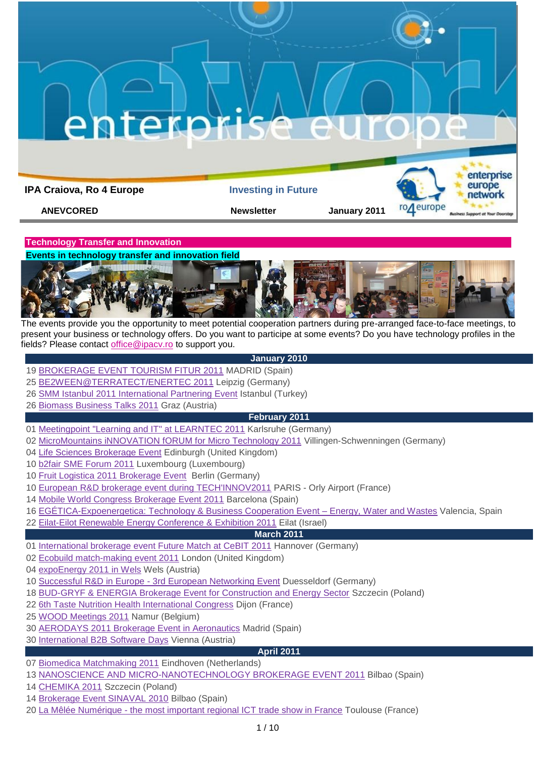IPA Craiova, Ro 4 Europe — Investing in Future

ANEVCORED — Newsletter — January 2011

## Technology Transfer and Innovation

### Events in technology transfer and innovation field

The events provide you the opportunity to meet potential cooperation partners during pre-arranged face-to-face meetings, to present your business or technology offers. Do you want to participate at some events? Do you have technology profiles in the fields? Please contact office@ipacv.ro to support you.

**January 2010**

19 BROKERAGE EVENT TOURISM FITUR 2011 MADRID (Spain)
25 BE2WEEN@TERRATECT/ENERTEC 2011 Leipzig (Germany)
26 SMM Istanbul 2011 International Partnering Event Istanbul (Turkey)
26 Biomass Business Talks 2011 Graz (Austria)

**February 2011**

01 Meetingpoint "Learning and IT" at LEARNTEC 2011 Karlsruhe (Germany)
02 MicroMountains iNNOVATION fORUM for Micro Technology 2011 Villingen-Schwenningen (Germany)
04 Life Sciences Brokerage Event Edinburgh (United Kingdom)
10 b2fair SME Forum 2011 Luxembourg (Luxembourg)
10 Fruit Logistica 2011 Brokerage Event Berlin (Germany)
10 European R&D brokerage event during TECH'INNOV2011 PARIS - Orly Airport (France)
14 Mobile World Congress Brokerage Event 2011 Barcelona (Spain)
16 EGÉTICA-Expoenergetica: Technology & Business Cooperation Event – Energy, Water and Wastes Valencia, Spain
22 Eilat-Eilot Renewable Energy Conference & Exhibition 2011 Eilat (Israel)

**March 2011**

01 International brokerage event Future Match at CeBIT 2011 Hannover (Germany)
02 Ecobuild match-making event 2011 London (United Kingdom)
04 expoEnergy 2011 in Wels Wels (Austria)
10 Successful R&D in Europe - 3rd European Networking Event Duesseldorf (Germany)
18 BUD-GRYF & ENERGIA Brokerage Event for Construction and Energy Sector Szczecin (Poland)
22 6th Taste Nutrition Health International Congress Dijon (France)
25 WOOD Meetings 2011 Namur (Belgium)
30 AERODAYS 2011 Brokerage Event in Aeronautics Madrid (Spain)
30 International B2B Software Days Vienna (Austria)

**April 2011**

07 Biomedica Matchmaking 2011 Eindhoven (Netherlands)
13 NANOSCIENCE AND MICRO-NANOTECHNOLOGY BROKERAGE EVENT 2011 Bilbao (Spain)
14 CHEMIKA 2011 Szczecin (Poland)
14 Brokerage Event SINAVAL 2010 Bilbao (Spain)
20 La Mêlée Numérique - the most important regional ICT trade show in France Toulouse (France)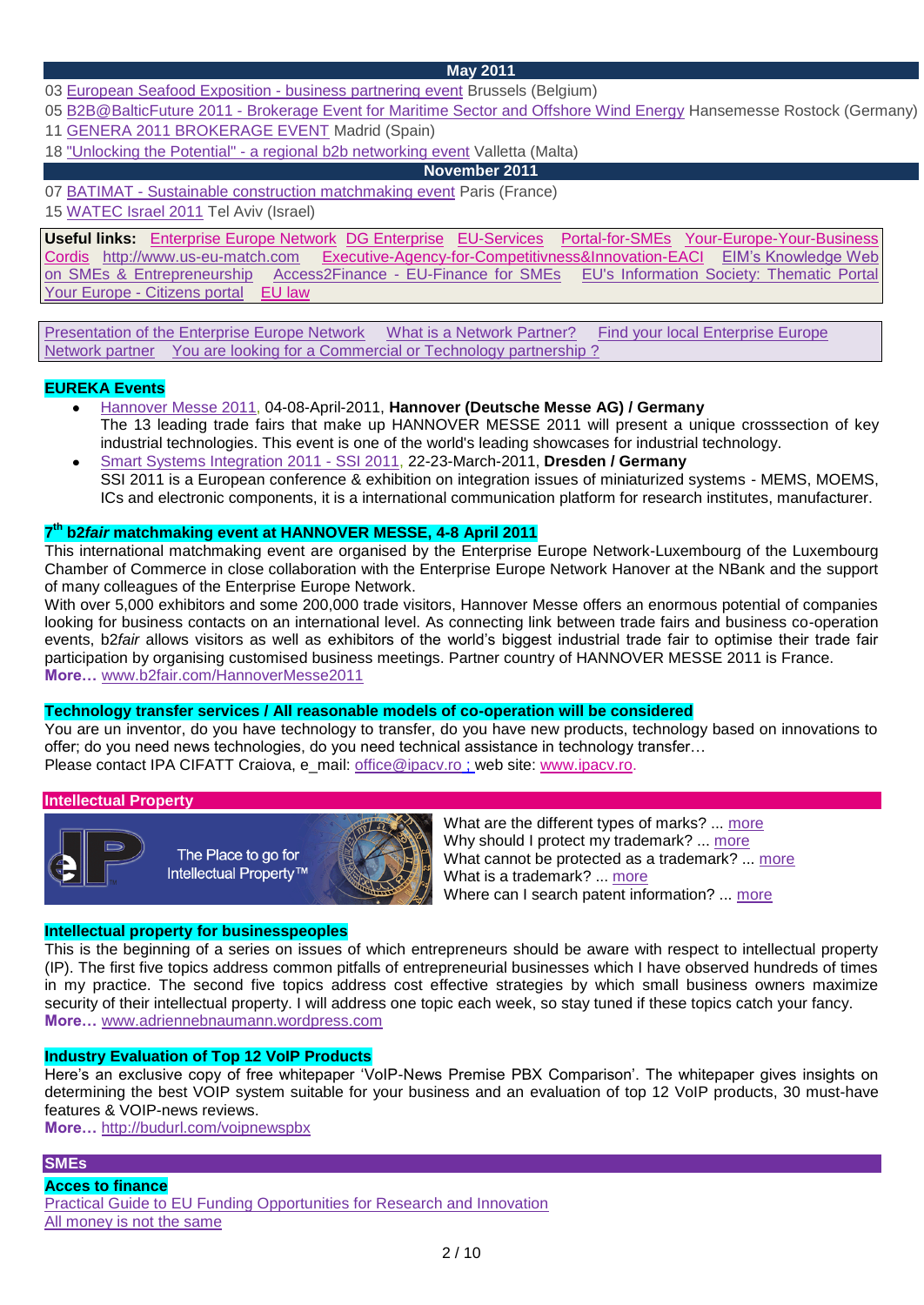**May 2011**

03 European Seafood Exposition - business partnering event Brussels (Belgium)

05 B2B@BalticFuture 2011 - Brokerage Event for Maritime Sector and Offshore Wind Energy Hansemesse Rostock (Germany)

11 GENERA 2011 BROKERAGE EVENT Madrid (Spain)

18 "Unlocking the Potential" - a regional b2b networking event Valletta (Malta)

**November 2011**

07 BATIMAT - Sustainable construction matchmaking event Paris (France)

15 WATEC Israel 2011 Tel Aviv (Israel)

**Useful links:** Enterprise Europe Network DG Enterprise EU-Services Portal-for-SMEs Your-Europe-Your-Business Cordis http://www.us-eu-match.com Executive-Agency-for-Competitivness&Innovation-EACI EIM's Knowledge Web on SMEs & Entrepreneurship Access2Finance - EU-Finance for SMEs EU's Information Society: Thematic Portal Your Europe - Citizens portal EU law

Presentation of the Enterprise Europe Network What is a Network Partner? Find your local Enterprise Europe Network partner You are looking for a Commercial or Technology partnership ?

## EUREKA Events

- Hannover Messe 2011, 04-08-April-2011, **Hannover (Deutsche Messe AG) / Germany**
  The 13 leading trade fairs that make up HANNOVER MESSE 2011 will present a unique crosssection of key industrial technologies. This event is one of the world's leading showcases for industrial technology.
- Smart Systems Integration 2011 - SSI 2011, 22-23-March-2011, **Dresden / Germany**
  SSI 2011 is a European conference & exhibition on integration issues of miniaturized systems - MEMS, MOEMS, ICs and electronic components, it is a international communication platform for research institutes, manufacturer.

## 7th b2*fair* matchmaking event at HANNOVER MESSE, 4-8 April 2011

This international matchmaking event are organised by the Enterprise Europe Network-Luxembourg of the Luxembourg Chamber of Commerce in close collaboration with the Enterprise Europe Network Hanover at the NBank and the support of many colleagues of the Enterprise Europe Network.

With over 5,000 exhibitors and some 200,000 trade visitors, Hannover Messe offers an enormous potential of companies looking for business contacts on an international level. As connecting link between trade fairs and business co-operation events, b2*fair* allows visitors as well as exhibitors of the world's biggest industrial trade fair to optimise their trade fair participation by organising customised business meetings. Partner country of HANNOVER MESSE 2011 is France.

**More…** www.b2fair.com/HannoverMesse2011

## Technology transfer services / All reasonable models of co-operation will be considered

You are un inventor, do you have technology to transfer, do you have new products, technology based on innovations to offer; do you need news technologies, do you need technical assistance in technology transfer…

Please contact IPA CIFATT Craiova, e_mail: office@ipacv.ro ; web site: www.ipacv.ro.

## Intellectual Property

The Place to go for Intellectual Property™

What are the different types of marks? ... more

Why should I protect my trademark? ... more

What cannot be protected as a trademark? ... more

What is a trademark? ... more

Where can I search patent information? ... more

## Intellectual property for businesspeoples

This is the beginning of a series on issues of which entrepreneurs should be aware with respect to intellectual property (IP). The first five topics address common pitfalls of entrepreneurial businesses which I have observed hundreds of times in my practice. The second five topics address cost effective strategies by which small business owners maximize security of their intellectual property. I will address one topic each week, so stay tuned if these topics catch your fancy.

**More…** www.adriennebnaumann.wordpress.com

## Industry Evaluation of Top 12 VoIP Products

Here's an exclusive copy of free whitepaper 'VoIP-News Premise PBX Comparison'. The whitepaper gives insights on determining the best VOIP system suitable for your business and an evaluation of top 12 VoIP products, 30 must-have features & VOIP-news reviews.

**More…** http://budurl.com/voipnewspbx

## SMEs

### Acces to finance

Practical Guide to EU Funding Opportunities for Research and Innovation

All money is not the same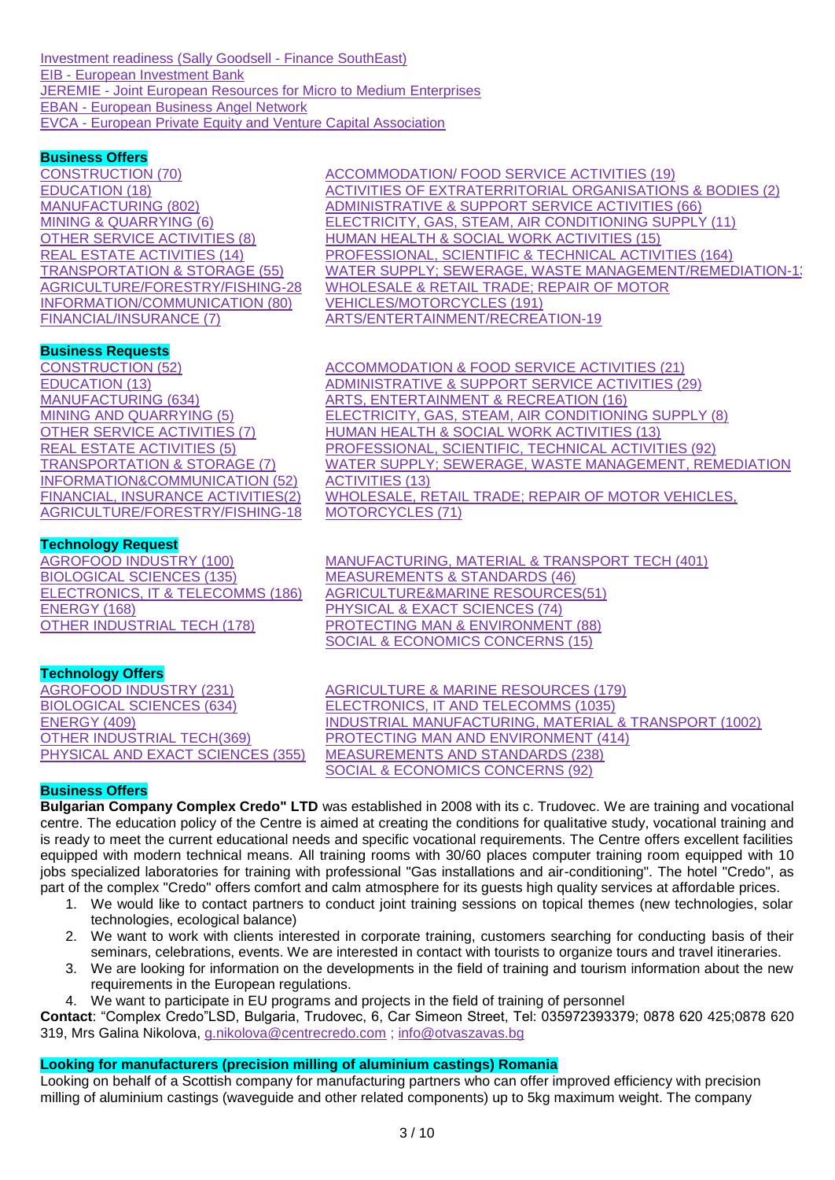Investment readiness (Sally Goodsell - Finance SouthEast)
EIB - European Investment Bank
JEREMIE - Joint European Resources for Micro to Medium Enterprises
EBAN - European Business Angel Network
EVCA - European Private Equity and Venture Capital Association

**Business Offers**

CONSTRUCTION (70)
EDUCATION (18)
MANUFACTURING (802)
MINING & QUARRYING (6)
OTHER SERVICE ACTIVITIES (8)
REAL ESTATE ACTIVITIES (14)
TRANSPORTATION & STORAGE (55)
AGRICULTURE/FORESTRY/FISHING-28
INFORMATION/COMMUNICATION (80)
FINANCIAL/INSURANCE (7)
ACCOMMODATION/ FOOD SERVICE ACTIVITIES (19)
ACTIVITIES OF EXTRATERRITORIAL ORGANISATIONS & BODIES (2)
ADMINISTRATIVE & SUPPORT SERVICE ACTIVITIES (66)
ELECTRICITY, GAS, STEAM, AIR CONDITIONING SUPPLY (11)
HUMAN HEALTH & SOCIAL WORK ACTIVITIES (15)
PROFESSIONAL, SCIENTIFIC & TECHNICAL ACTIVITIES (164)
WATER SUPPLY; SEWERAGE, WASTE MANAGEMENT/REMEDIATION-1
WHOLESALE & RETAIL TRADE; REPAIR OF MOTOR VEHICLES/MOTORCYCLES (191)
ARTS/ENTERTAINMENT/RECREATION-19

**Business Requests**

CONSTRUCTION (52)
EDUCATION (13)
MANUFACTURING (634)
MINING AND QUARRYING (5)
OTHER SERVICE ACTIVITIES (7)
REAL ESTATE ACTIVITIES (5)
TRANSPORTATION & STORAGE (7)
INFORMATION&COMMUNICATION (52)
FINANCIAL, INSURANCE ACTIVITIES(2)
AGRICULTURE/FORESTRY/FISHING-18
ACCOMMODATION & FOOD SERVICE ACTIVITIES (21)
ADMINISTRATIVE & SUPPORT SERVICE ACTIVITIES (29)
ARTS, ENTERTAINMENT & RECREATION (16)
ELECTRICITY, GAS, STEAM, AIR CONDITIONING SUPPLY (8)
HUMAN HEALTH & SOCIAL WORK ACTIVITIES (13)
PROFESSIONAL, SCIENTIFIC, TECHNICAL ACTIVITIES (92)
WATER SUPPLY; SEWERAGE, WASTE MANAGEMENT, REMEDIATION ACTIVITIES (13)
WHOLESALE, RETAIL TRADE; REPAIR OF MOTOR VEHICLES, MOTORCYCLES (71)

**Technology Request**

AGROFOOD INDUSTRY (100)
BIOLOGICAL SCIENCES (135)
ELECTRONICS, IT & TELECOMMS (186)
ENERGY (168)
OTHER INDUSTRIAL TECH (178)
MANUFACTURING, MATERIAL & TRANSPORT TECH (401)
MEASUREMENTS & STANDARDS (46)
AGRICULTURE&MARINE RESOURCES(51)
PHYSICAL & EXACT SCIENCES (74)
PROTECTING MAN & ENVIRONMENT (88)
SOCIAL & ECONOMICS CONCERNS (15)

**Technology Offers**

AGROFOOD INDUSTRY (231)
BIOLOGICAL SCIENCES (634)
ENERGY (409)
OTHER INDUSTRIAL TECH(369)
PHYSICAL AND EXACT SCIENCES (355)
AGRICULTURE & MARINE RESOURCES (179)
ELECTRONICS, IT AND TELECOMMS (1035)
INDUSTRIAL MANUFACTURING, MATERIAL & TRANSPORT (1002)
PROTECTING MAN AND ENVIRONMENT (414)
MEASUREMENTS AND STANDARDS (238)
SOCIAL & ECONOMICS CONCERNS (92)

**Business Offers**

**Bulgarian Company Complex Credo" LTD** was established in 2008 with its c. Trudovec. We are training and vocational centre. The education policy of the Centre is aimed at creating the conditions for qualitative study, vocational training and is ready to meet the current educational needs and specific vocational requirements. The Centre offers excellent facilities equipped with modern technical means. All training rooms with 30/60 places computer training room equipped with 10 jobs specialized laboratories for training with professional "Gas installations and air-conditioning". The hotel "Credo", as part of the complex "Credo" offers comfort and calm atmosphere for its guests high quality services at affordable prices.

1. We would like to contact partners to conduct joint training sessions on topical themes (new technologies, solar technologies, ecological balance)
2. We want to work with clients interested in corporate training, customers searching for conducting basis of their seminars, celebrations, events. We are interested in contact with tourists to organize tours and travel itineraries.
3. We are looking for information on the developments in the field of training and tourism information about the new requirements in the European regulations.
4. We want to participate in EU programs and projects in the field of training of personnel

**Contact**: "Complex Credo"LSD, Bulgaria, Trudovec, 6, Car Simeon Street, Tel: 035972393379; 0878 620 425;0878 620 319, Mrs Galina Nikolova, g.nikolova@centrecredo.com ; info@otvaszavas.bg

**Looking for manufacturers (precision milling of aluminium castings) Romania**

Looking on behalf of a Scottish company for manufacturing partners who can offer improved efficiency with precision milling of aluminium castings (waveguide and other related components) up to 5kg maximum weight. The company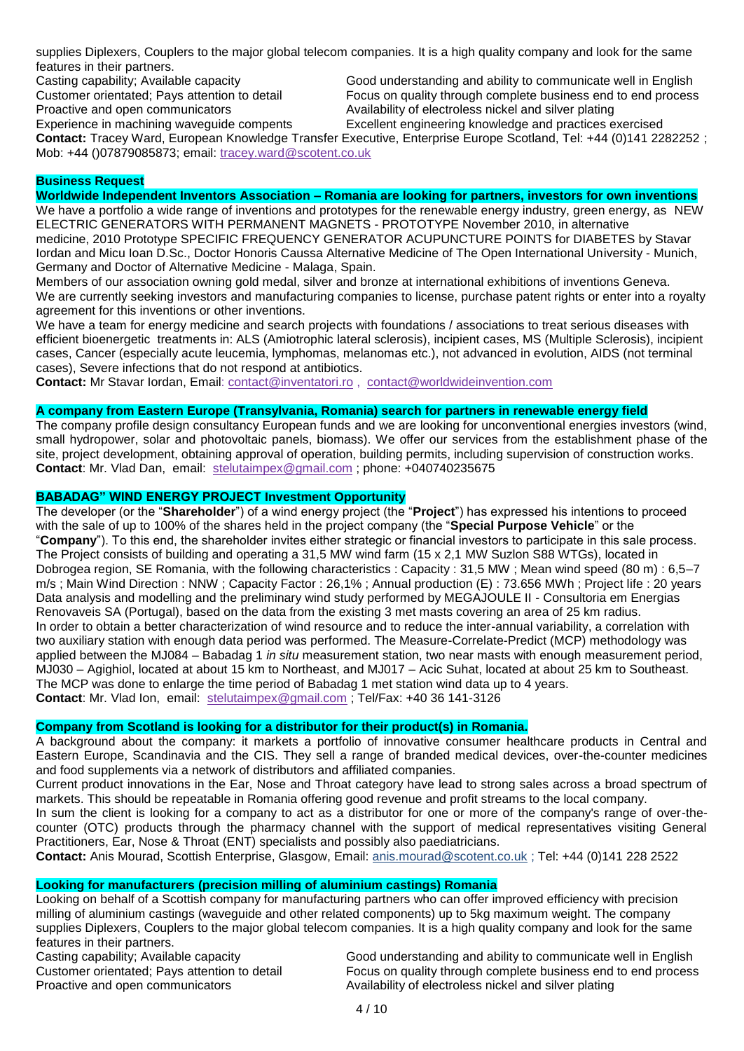supplies Diplexers, Couplers to the major global telecom companies. It is a high quality company and look for the same features in their partners.

- Casting capability; Available capacity
- Customer orientated; Pays attention to detail
- Proactive and open communicators
- Experience in machining waveguide compents
- Good understanding and ability to communicate well in English
- Focus on quality through complete business end to end process
- Availability of electroless nickel and silver plating
- Excellent engineering knowledge and practices exercised

**Contact:** Tracey Ward, European Knowledge Transfer Executive, Enterprise Europe Scotland, Tel: +44 (0)141 2282252 ; Mob: +44 ()07879085873; email: tracey.ward@scotent.co.uk

## Business Request

### Worldwide Independent Inventors Association – Romania are looking for partners, investors for own inventions

We have a portfolio a wide range of inventions and prototypes for the renewable energy industry, green energy, as NEW ELECTRIC GENERATORS WITH PERMANENT MAGNETS - PROTOTYPE November 2010, in alternative medicine, 2010 Prototype SPECIFIC FREQUENCY GENERATOR ACUPUNCTURE POINTS for DIABETES by Stavar Iordan and Micu Ioan D.Sc., Doctor Honoris Caussa Alternative Medicine of The Open International University - Munich, Germany and Doctor of Alternative Medicine - Malaga, Spain.

Members of our association owning gold medal, silver and bronze at international exhibitions of inventions Geneva. We are currently seeking investors and manufacturing companies to license, purchase patent rights or enter into a royalty agreement for this inventions or other inventions.

We have a team for energy medicine and search projects with foundations / associations to treat serious diseases with efficient bioenergetic treatments in: ALS (Amiotrophic lateral sclerosis), incipient cases, MS (Multiple Sclerosis), incipient cases, Cancer (especially acute leucemia, lymphomas, melanomas etc.), not advanced in evolution, AIDS (not terminal cases), Severe infections that do not respond at antibiotics.

**Contact:** Mr Stavar Iordan, Email: contact@inventatori.ro , contact@worldwideinvention.com

### A company from Eastern Europe (Transylvania, Romania) search for partners in renewable energy field

The company profile design consultancy European funds and we are looking for unconventional energies investors (wind, small hydropower, solar and photovoltaic panels, biomass). We offer our services from the establishment phase of the site, project development, obtaining approval of operation, building permits, including supervision of construction works.
**Contact**: Mr. Vlad Dan, email: stelutaimpex@gmail.com ; phone: +040740235675

### BABADAG" WIND ENERGY PROJECT Investment Opportunity

The developer (or the "**Shareholder**") of a wind energy project (the "**Project**") has expressed his intentions to proceed with the sale of up to 100% of the shares held in the project company (the "**Special Purpose Vehicle**" or the "**Company**"). To this end, the shareholder invites either strategic or financial investors to participate in this sale process. The Project consists of building and operating a 31,5 MW wind farm (15 x 2,1 MW Suzlon S88 WTGs), located in Dobrogea region, SE Romania, with the following characteristics : Capacity : 31,5 MW ; Mean wind speed (80 m) : 6,5–7 m/s ; Main Wind Direction : NNW ; Capacity Factor : 26,1% ; Annual production (E) : 73.656 MWh ; Project life : 20 years Data analysis and modelling and the preliminary wind study performed by MEGAJOULE II - Consultoria em Energias Renovaveis SA (Portugal), based on the data from the existing 3 met masts covering an area of 25 km radius.
In order to obtain a better characterization of wind resource and to reduce the inter-annual variability, a correlation with two auxiliary station with enough data period was performed. The Measure-Correlate-Predict (MCP) methodology was applied between the MJ084 – Babadag 1 *in situ* measurement station, two near masts with enough measurement period, MJ030 – Agighiol, located at about 15 km to Northeast, and MJ017 – Acic Suhat, located at about 25 km to Southeast. The MCP was done to enlarge the time period of Babadag 1 met station wind data up to 4 years.
**Contact**: Mr. Vlad Ion, email: stelutaimpex@gmail.com ; Tel/Fax: +40 36 141-3126

### Company from Scotland is looking for a distributor for their product(s) in Romania.

A background about the company: it markets a portfolio of innovative consumer healthcare products in Central and Eastern Europe, Scandinavia and the CIS. They sell a range of branded medical devices, over-the-counter medicines and food supplements via a network of distributors and affiliated companies.

Current product innovations in the Ear, Nose and Throat category have lead to strong sales across a broad spectrum of markets. This should be repeatable in Romania offering good revenue and profit streams to the local company.

In sum the client is looking for a company to act as a distributor for one or more of the company's range of over-the-counter (OTC) products through the pharmacy channel with the support of medical representatives visiting General Practitioners, Ear, Nose & Throat (ENT) specialists and possibly also paediatricians.

**Contact:** Anis Mourad, Scottish Enterprise, Glasgow, Email: anis.mourad@scotent.co.uk ; Tel: +44 (0)141 228 2522

### Looking for manufacturers (precision milling of aluminium castings) Romania

Looking on behalf of a Scottish company for manufacturing partners who can offer improved efficiency with precision milling of aluminium castings (waveguide and other related components) up to 5kg maximum weight. The company supplies Diplexers, Couplers to the major global telecom companies. It is a high quality company and look for the same features in their partners.

- Casting capability; Available capacity
- Customer orientated; Pays attention to detail
- Proactive and open communicators
- Good understanding and ability to communicate well in English
- Focus on quality through complete business end to end process
- Availability of electroless nickel and silver plating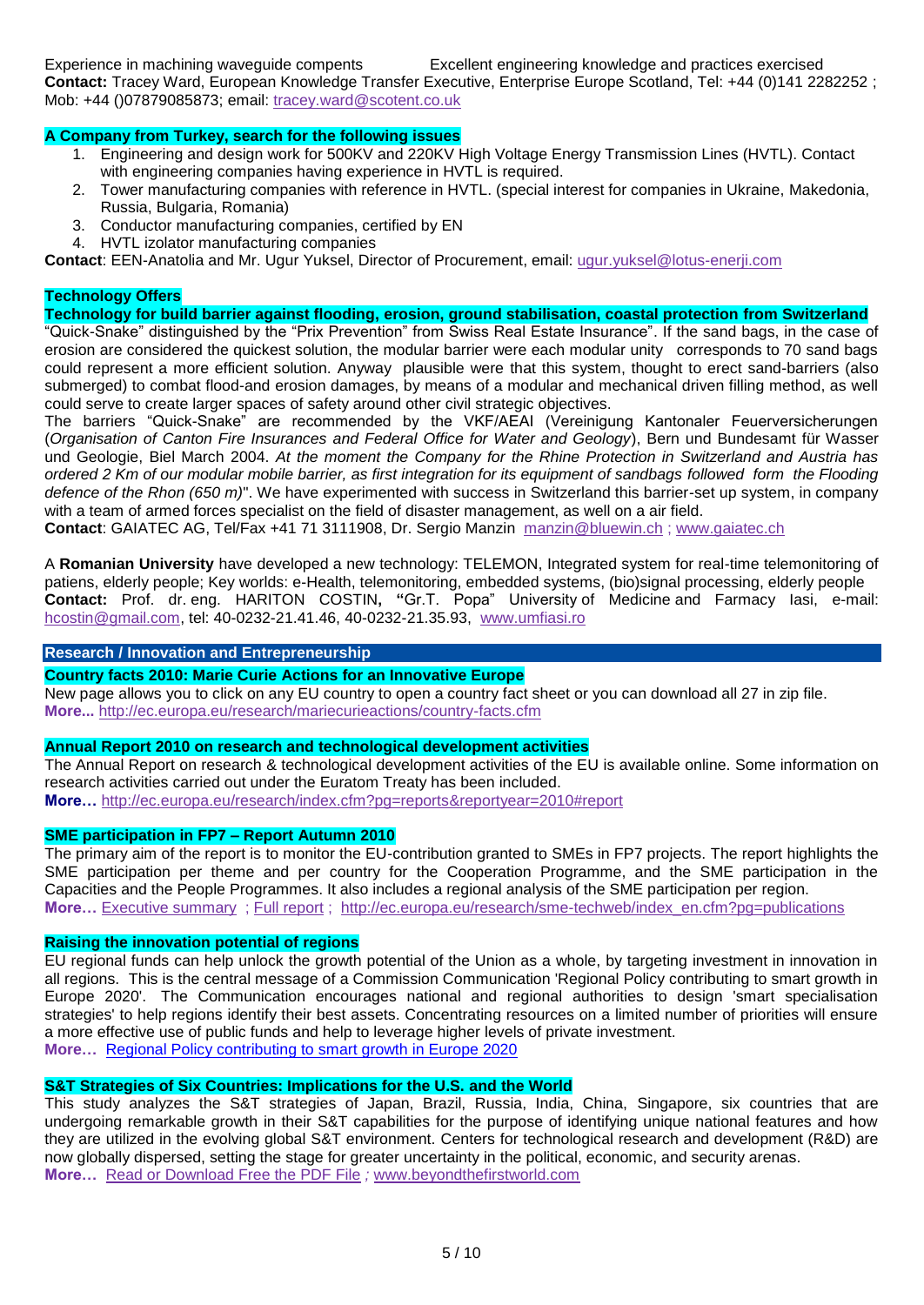Experience in machining waveguide compents Excellent engineering knowledge and practices exercised

**Contact:** Tracey Ward, European Knowledge Transfer Executive, Enterprise Europe Scotland, Tel: +44 (0)141 2282252 ; Mob: +44 ()07879085873; email: tracey.ward@scotent.co.uk

**A Company from Turkey, search for the following issues**

1. Engineering and design work for 500KV and 220KV High Voltage Energy Transmission Lines (HVTL). Contact with engineering companies having experience in HVTL is required.
2. Tower manufacturing companies with reference in HVTL. (special interest for companies in Ukraine, Makedonia, Russia, Bulgaria, Romania)
3. Conductor manufacturing companies, certified by EN
4. HVTL izolator manufacturing companies

**Contact**: EEN-Anatolia and Mr. Ugur Yuksel, Director of Procurement, email: ugur.yuksel@lotus-enerji.com

## Technology Offers

**Technology for build barrier against flooding, erosion, ground stabilisation, coastal protection from Switzerland**

"Quick-Snake" distinguished by the "Prix Prevention" from Swiss Real Estate Insurance". If the sand bags, in the case of erosion are considered the quickest solution, the modular barrier were each modular unity corresponds to 70 sand bags could represent a more efficient solution. Anyway plausible were that this system, thought to erect sand-barriers (also submerged) to combat flood-and erosion damages, by means of a modular and mechanical driven filling method, as well could serve to create larger spaces of safety around other civil strategic objectives.

The barriers "Quick-Snake" are recommended by the VKF/AEAI (Vereinigung Kantonaler Feuerversicherungen (*Organisation of Canton Fire Insurances and Federal Office for Water and Geology*), Bern und Bundesamt für Wasser und Geologie, Biel March 2004. *At the moment the Company for the Rhine Protection in Switzerland and Austria has ordered 2 Km of our modular mobile barrier, as first integration for its equipment of sandbags followed form the Flooding defence of the Rhon (650 m)*". We have experimented with success in Switzerland this barrier-set up system, in company with a team of armed forces specialist on the field of disaster management, as well on a air field.

**Contact**: GAIATEC AG, Tel/Fax +41 71 3111908, Dr. Sergio Manzin manzin@bluewin.ch ; www.gaiatec.ch

A **Romanian University** have developed a new technology: TELEMON, Integrated system for real-time telemonitoring of patiens, elderly people; Key worlds: e-Health, telemonitoring, embedded systems, (bio)signal processing, elderly people

**Contact:** Prof. dr. eng. HARITON COSTIN**, "**Gr.T. Popa" University of Medicine and Farmacy Iasi, e-mail: hcostin@gmail.com, tel: 40-0232-21.41.46, 40-0232-21.35.93, www.umfiasi.ro

## Research / Innovation and Entrepreneurship

**Country facts 2010: Marie Curie Actions for an Innovative Europe**

New page allows you to click on any EU country to open a country fact sheet or you can download all 27 in zip file.
**More...** http://ec.europa.eu/research/mariecurieactions/country-facts.cfm

**Annual Report 2010 on research and technological development activities**

The Annual Report on research & technological development activities of the EU is available online. Some information on research activities carried out under the Euratom Treaty has been included.
**More…** http://ec.europa.eu/research/index.cfm?pg=reports&reportyear=2010#report

**SME participation in FP7 – Report Autumn 2010**

The primary aim of the report is to monitor the EU-contribution granted to SMEs in FP7 projects. The report highlights the SME participation per theme and per country for the Cooperation Programme, and the SME participation in the Capacities and the People Programmes. It also includes a regional analysis of the SME participation per region.
**More…** Executive summary ; Full report ; http://ec.europa.eu/research/sme-techweb/index_en.cfm?pg=publications

**Raising the innovation potential of regions**

EU regional funds can help unlock the growth potential of the Union as a whole, by targeting investment in innovation in all regions. This is the central message of a Commission Communication 'Regional Policy contributing to smart growth in Europe 2020'. The Communication encourages national and regional authorities to design 'smart specialisation strategies' to help regions identify their best assets. Concentrating resources on a limited number of priorities will ensure a more effective use of public funds and help to leverage higher levels of private investment.
**More…** Regional Policy contributing to smart growth in Europe 2020

**S&T Strategies of Six Countries: Implications for the U.S. and the World**

This study analyzes the S&T strategies of Japan, Brazil, Russia, India, China, Singapore, six countries that are undergoing remarkable growth in their S&T capabilities for the purpose of identifying unique national features and how they are utilized in the evolving global S&T environment. Centers for technological research and development (R&D) are now globally dispersed, setting the stage for greater uncertainty in the political, economic, and security arenas.
**More…** Read or Download Free the PDF File *;* www.beyondthefirstworld.com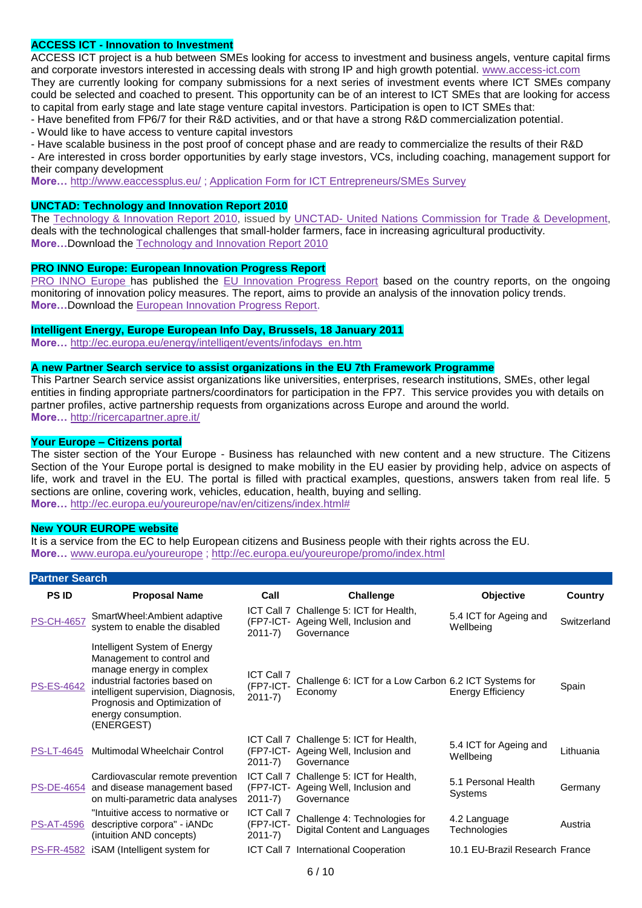### ACCESS ICT - Innovation to Investment

ACCESS ICT project is a hub between SMEs looking for access to investment and business angels, venture capital firms and corporate investors interested in accessing deals with strong IP and high growth potential. www.access-ict.com

They are currently looking for company submissions for a next series of investment events where ICT SMEs company could be selected and coached to present. This opportunity can be of an interest to ICT SMEs that are looking for access to capital from early stage and late stage venture capital investors. Participation is open to ICT SMEs that:

- Have benefited from FP6/7 for their R&D activities, and or that have a strong R&D commercialization potential.
- Would like to have access to venture capital investors
- Have scalable business in the post proof of concept phase and are ready to commercialize the results of their R&D
- Are interested in cross border opportunities by early stage investors, VCs, including coaching, management support for their company development

**More…** http://www.eaccessplus.eu/ ; Application Form for ICT Entrepreneurs/SMEs Survey

### UNCTAD: Technology and Innovation Report 2010

The Technology & Innovation Report 2010, issued by UNCTAD- United Nations Commission for Trade & Development, deals with the technological challenges that small-holder farmers, face in increasing agricultural productivity.

**More…**Download the Technology and Innovation Report 2010

### PRO INNO Europe: European Innovation Progress Report

PRO INNO Europe has published the EU Innovation Progress Report based on the country reports, on the ongoing monitoring of innovation policy measures. The report, aims to provide an analysis of the innovation policy trends.

**More…**Download the European Innovation Progress Report.

### Intelligent Energy, Europe European Info Day, Brussels, 18 January 2011

**More…** http://ec.europa.eu/energy/intelligent/events/infodays_en.htm

### A new Partner Search service to assist organizations in the EU 7th Framework Programme

This Partner Search service assist organizations like universities, enterprises, research institutions, SMEs, other legal entities in finding appropriate partners/coordinators for participation in the FP7. This service provides you with details on partner profiles, active partnership requests from organizations across Europe and around the world.

**More…** http://ricercapartner.apre.it/

### Your Europe – Citizens portal

The sister section of the Your Europe - Business has relaunched with new content and a new structure. The Citizens Section of the Your Europe portal is designed to make mobility in the EU easier by providing help, advice on aspects of life, work and travel in the EU. The portal is filled with practical examples, questions, answers taken from real life. 5 sections are online, covering work, vehicles, education, health, buying and selling.

**More…** http://ec.europa.eu/youreurope/nav/en/citizens/index.html#

### New YOUR EUROPE website

It is a service from the EC to help European citizens and Business people with their rights across the EU.

**More…** www.europa.eu/youreurope ; http://ec.europa.eu/youreurope/promo/index.html

## Partner Search

| PS ID | Proposal Name | Call | Challenge | Objective | Country |
|---|---|---|---|---|---|
| PS-CH-4657 | SmartWheel:Ambient adaptive system to enable the disabled | ICT Call 7 (FP7-ICT-2011-7) | Challenge 5: ICT for Health, Ageing Well, Inclusion and Governance | 5.4 ICT for Ageing and Wellbeing | Switzerland |
| PS-ES-4642 | Intelligent System of Energy Management to control and manage energy in complex industrial factories based on intelligent supervision, Diagnosis, Prognosis and Optimization of energy consumption. (ENERGEST) | ICT Call 7 (FP7-ICT-2011-7) | Challenge 6: ICT for a Low Carbon Economy | 6.2 ICT Systems for Energy Efficiency | Spain |
| PS-LT-4645 | Multimodal Wheelchair Control | ICT Call 7 (FP7-ICT-2011-7) | Challenge 5: ICT for Health, Ageing Well, Inclusion and Governance | 5.4 ICT for Ageing and Wellbeing | Lithuania |
| PS-DE-4654 | Cardiovascular remote prevention and disease management based on multi-parametric data analyses | ICT Call 7 (FP7-ICT-2011-7) | Challenge 5: ICT for Health, Ageing Well, Inclusion and Governance | 5.1 Personal Health Systems | Germany |
| PS-AT-4596 | "Intuitive access to normative or descriptive corpora" - iANDc (intuition AND concepts) | ICT Call 7 (FP7-ICT-2011-7) | Challenge 4: Technologies for Digital Content and Languages | 4.2 Language Technologies | Austria |
| PS-FR-4582 | iSAM (Intelligent system for | ICT Call 7 | International Cooperation | 10.1 EU-Brazil Research | France |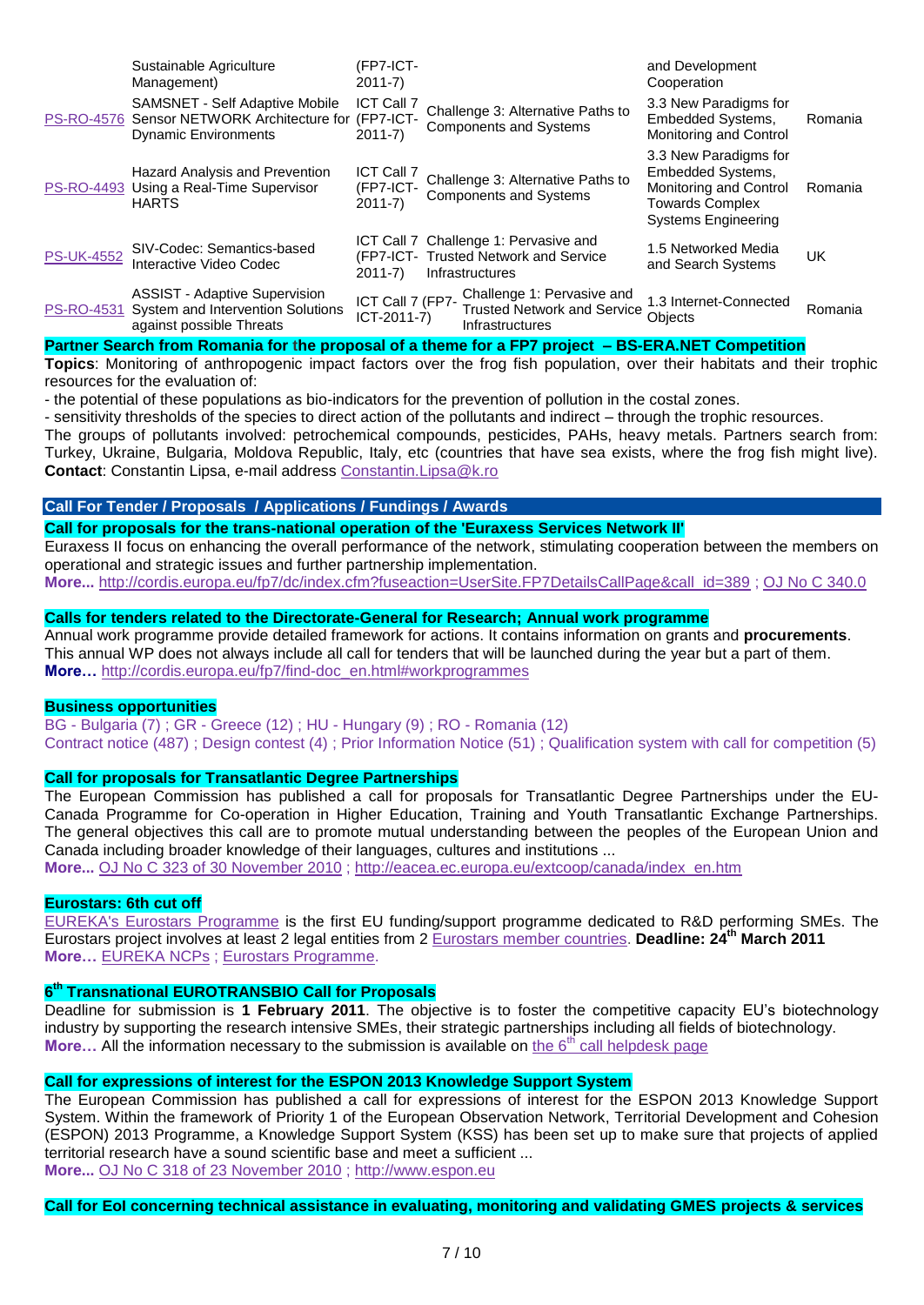| | Sustainable Agriculture Management) | (FP7-ICT-2011-7) | | and Development Cooperation | |
|---|---|---|---|---|---|
| PS-RO-4576 | SAMSNET - Self Adaptive Mobile Sensor NETWORK Architecture for Dynamic Environments | ICT Call 7 (FP7-ICT-2011-7) | Challenge 3: Alternative Paths to Components and Systems | 3.3 New Paradigms for Embedded Systems, Monitoring and Control | Romania |
| PS-RO-4493 | Hazard Analysis and Prevention Using a Real-Time Supervisor HARTS | ICT Call 7 (FP7-ICT-2011-7) | Challenge 3: Alternative Paths to Components and Systems | 3.3 New Paradigms for Embedded Systems, Monitoring and Control Towards Complex Systems Engineering | Romania |
| PS-UK-4552 | SIV-Codec: Semantics-based Interactive Video Codec | ICT Call 7 (FP7-ICT-2011-7) | Challenge 1: Pervasive and Trusted Network and Service Infrastructures | 1.5 Networked Media and Search Systems | UK |
| PS-RO-4531 | ASSIST - Adaptive Supervision System and Intervention Solutions against possible Threats | ICT Call 7 (FP7-ICT-2011-7) | Challenge 1: Pervasive and Trusted Network and Service Infrastructures | 1.3 Internet-Connected Objects | Romania |

**Partner Search from Romania for the proposal of a theme for a FP7 project – BS-ERA.NET Competition**

**Topics**: Monitoring of anthropogenic impact factors over the frog fish population, over their habitats and their trophic resources for the evaluation of:

- the potential of these populations as bio-indicators for the prevention of pollution in the costal zones.
- sensitivity thresholds of the species to direct action of the pollutants and indirect – through the trophic resources.

The groups of pollutants involved: petrochemical compounds, pesticides, PAHs, heavy metals. Partners search from: Turkey, Ukraine, Bulgaria, Moldova Republic, Italy, etc (countries that have sea exists, where the frog fish might live). **Contact**: Constantin Lipsa, e-mail address Constantin.Lipsa@k.ro

## Call For Tender / Proposals / Applications / Fundings / Awards

**Call for proposals for the trans-national operation of the 'Euraxess Services Network II'**

Euraxess II focus on enhancing the overall performance of the network, stimulating cooperation between the members on operational and strategic issues and further partnership implementation.

**More...** http://cordis.europa.eu/fp7/dc/index.cfm?fuseaction=UserSite.FP7DetailsCallPage&call_id=389 ; OJ No C 340.0

**Calls for tenders related to the Directorate-General for Research; Annual work programme**

Annual work programme provide detailed framework for actions. It contains information on grants and **procurements**. This annual WP does not always include all call for tenders that will be launched during the year but a part of them.

**More…** http://cordis.europa.eu/fp7/find-doc_en.html#workprogrammes

**Business opportunities**

BG - Bulgaria (7) ; GR - Greece (12) ; HU - Hungary (9) ; RO - Romania (12)

Contract notice (487) ; Design contest (4) ; Prior Information Notice (51) ; Qualification system with call for competition (5)

**Call for proposals for Transatlantic Degree Partnerships**

The European Commission has published a call for proposals for Transatlantic Degree Partnerships under the EU-Canada Programme for Co-operation in Higher Education, Training and Youth Transatlantic Exchange Partnerships. The general objectives this call are to promote mutual understanding between the peoples of the European Union and Canada including broader knowledge of their languages, cultures and institutions ...

**More...** OJ No C 323 of 30 November 2010 ; http://eacea.ec.europa.eu/extcoop/canada/index_en.htm

**Eurostars: 6th cut off**

EUREKA's Eurostars Programme is the first EU funding/support programme dedicated to R&D performing SMEs. The Eurostars project involves at least 2 legal entities from 2 Eurostars member countries. **Deadline: 24th March 2011**

**More…** EUREKA NCPs ; Eurostars Programme.

**6th Transnational EUROTRANSBIO Call for Proposals**

Deadline for submission is **1 February 2011**. The objective is to foster the competitive capacity EU's biotechnology industry by supporting the research intensive SMEs, their strategic partnerships including all fields of biotechnology.

**More…** All the information necessary to the submission is available on the 6th call helpdesk page

**Call for expressions of interest for the ESPON 2013 Knowledge Support System**

The European Commission has published a call for expressions of interest for the ESPON 2013 Knowledge Support System. Within the framework of Priority 1 of the European Observation Network, Territorial Development and Cohesion (ESPON) 2013 Programme, a Knowledge Support System (KSS) has been set up to make sure that projects of applied territorial research have a sound scientific base and meet a sufficient ...

**More...** OJ No C 318 of 23 November 2010 ; http://www.espon.eu

**Call for EoI concerning technical assistance in evaluating, monitoring and validating GMES projects & services**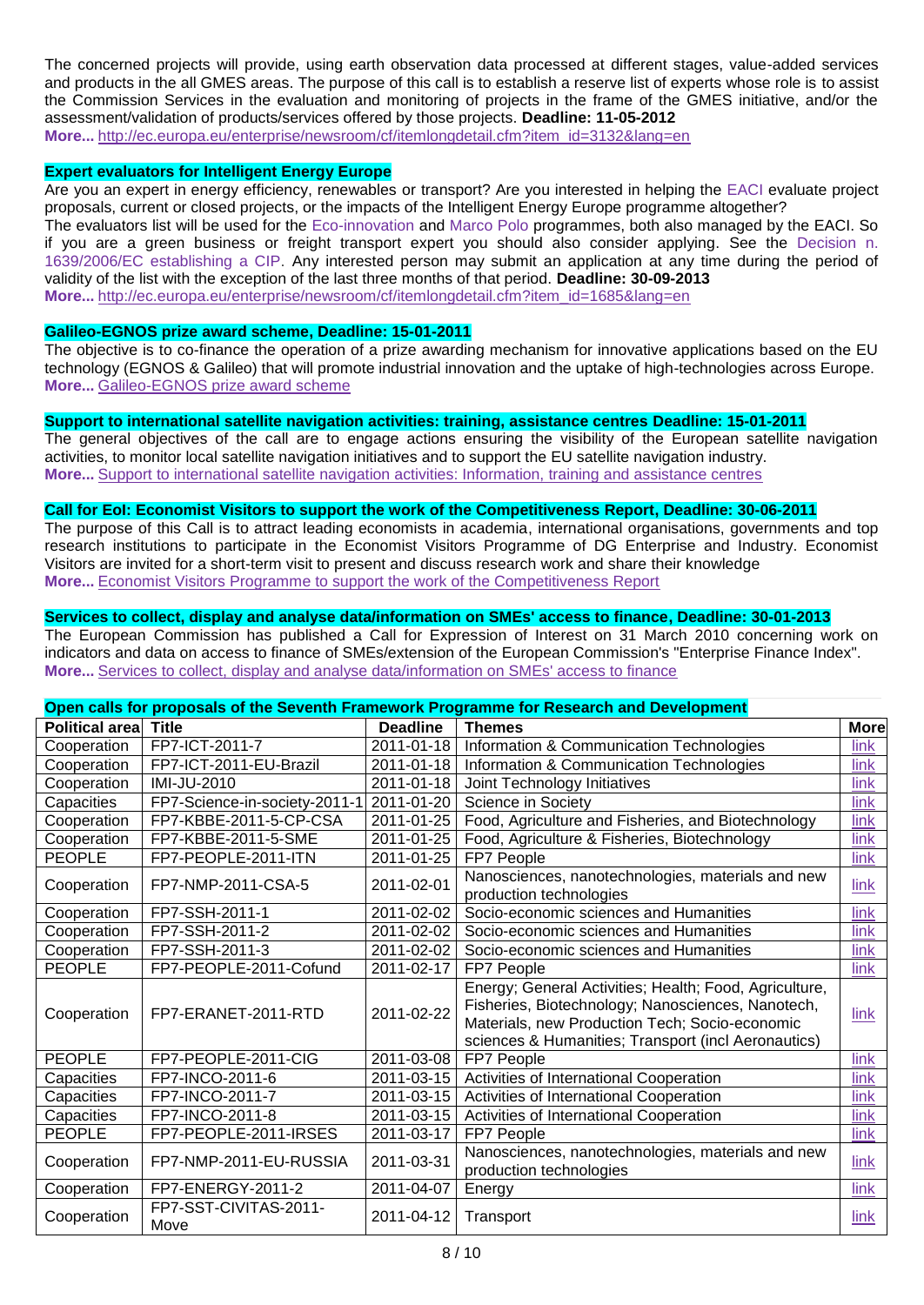The concerned projects will provide, using earth observation data processed at different stages, value-added services and products in the all GMES areas. The purpose of this call is to establish a reserve list of experts whose role is to assist the Commission Services in the evaluation and monitoring of projects in the frame of the GMES initiative, and/or the assessment/validation of products/services offered by those projects. **Deadline: 11-05-2012**
**More...** http://ec.europa.eu/enterprise/newsroom/cf/itemlongdetail.cfm?item_id=3132&lang=en

**Expert evaluators for Intelligent Energy Europe**

Are you an expert in energy efficiency, renewables or transport? Are you interested in helping the EACI evaluate project proposals, current or closed projects, or the impacts of the Intelligent Energy Europe programme altogether?
The evaluators list will be used for the Eco-innovation and Marco Polo programmes, both also managed by the EACI. So if you are a green business or freight transport expert you should also consider applying. See the Decision n. 1639/2006/EC establishing a CIP. Any interested person may submit an application at any time during the period of validity of the list with the exception of the last three months of that period. **Deadline: 30-09-2013**
**More...** http://ec.europa.eu/enterprise/newsroom/cf/itemlongdetail.cfm?item_id=1685&lang=en

**Galileo-EGNOS prize award scheme, Deadline: 15-01-2011**

The objective is to co-finance the operation of a prize awarding mechanism for innovative applications based on the EU technology (EGNOS & Galileo) that will promote industrial innovation and the uptake of high-technologies across Europe.
**More...** Galileo-EGNOS prize award scheme

**Support to international satellite navigation activities: training, assistance centres Deadline: 15-01-2011**

The general objectives of the call are to engage actions ensuring the visibility of the European satellite navigation activities, to monitor local satellite navigation initiatives and to support the EU satellite navigation industry.
**More...** Support to international satellite navigation activities: Information, training and assistance centres

**Call for EoI: Economist Visitors to support the work of the Competitiveness Report, Deadline: 30-06-2011**

The purpose of this Call is to attract leading economists in academia, international organisations, governments and top research institutions to participate in the Economist Visitors Programme of DG Enterprise and Industry. Economist Visitors are invited for a short-term visit to present and discuss research work and share their knowledge
**More...** Economist Visitors Programme to support the work of the Competitiveness Report

**Services to collect, display and analyse data/information on SMEs' access to finance, Deadline: 30-01-2013**

The European Commission has published a Call for Expression of Interest on 31 March 2010 concerning work on indicators and data on access to finance of SMEs/extension of the European Commission's "Enterprise Finance Index".
**More...** Services to collect, display and analyse data/information on SMEs' access to finance

**Open calls for proposals of the Seventh Framework Programme for Research and Development**

| Political area | Title | Deadline | Themes | More |
|---|---|---|---|---|
| Cooperation | FP7-ICT-2011-7 | 2011-01-18 | Information & Communication Technologies | link |
| Cooperation | FP7-ICT-2011-EU-Brazil | 2011-01-18 | Information & Communication Technologies | link |
| Cooperation | IMI-JU-2010 | 2011-01-18 | Joint Technology Initiatives | link |
| Capacities | FP7-Science-in-society-2011-1 | 2011-01-20 | Science in Society | link |
| Cooperation | FP7-KBBE-2011-5-CP-CSA | 2011-01-25 | Food, Agriculture and Fisheries, and Biotechnology | link |
| Cooperation | FP7-KBBE-2011-5-SME | 2011-01-25 | Food, Agriculture & Fisheries, Biotechnology | link |
| PEOPLE | FP7-PEOPLE-2011-ITN | 2011-01-25 | FP7 People | link |
| Cooperation | FP7-NMP-2011-CSA-5 | 2011-02-01 | Nanosciences, nanotechnologies, materials and new production technologies | link |
| Cooperation | FP7-SSH-2011-1 | 2011-02-02 | Socio-economic sciences and Humanities | link |
| Cooperation | FP7-SSH-2011-2 | 2011-02-02 | Socio-economic sciences and Humanities | link |
| Cooperation | FP7-SSH-2011-3 | 2011-02-02 | Socio-economic sciences and Humanities | link |
| PEOPLE | FP7-PEOPLE-2011-Cofund | 2011-02-17 | FP7 People | link |
| Cooperation | FP7-ERANET-2011-RTD | 2011-02-22 | Energy; General Activities; Health; Food, Agriculture, Fisheries, Biotechnology; Nanosciences, Nanotech, Materials, new Production Tech; Socio-economic sciences & Humanities; Transport (incl Aeronautics) | link |
| PEOPLE | FP7-PEOPLE-2011-CIG | 2011-03-08 | FP7 People | link |
| Capacities | FP7-INCO-2011-6 | 2011-03-15 | Activities of International Cooperation | link |
| Capacities | FP7-INCO-2011-7 | 2011-03-15 | Activities of International Cooperation | link |
| Capacities | FP7-INCO-2011-8 | 2011-03-15 | Activities of International Cooperation | link |
| PEOPLE | FP7-PEOPLE-2011-IRSES | 2011-03-17 | FP7 People | link |
| Cooperation | FP7-NMP-2011-EU-RUSSIA | 2011-03-31 | Nanosciences, nanotechnologies, materials and new production technologies | link |
| Cooperation | FP7-ENERGY-2011-2 | 2011-04-07 | Energy | link |
| Cooperation | FP7-SST-CIVITAS-2011-Move | 2011-04-12 | Transport | link |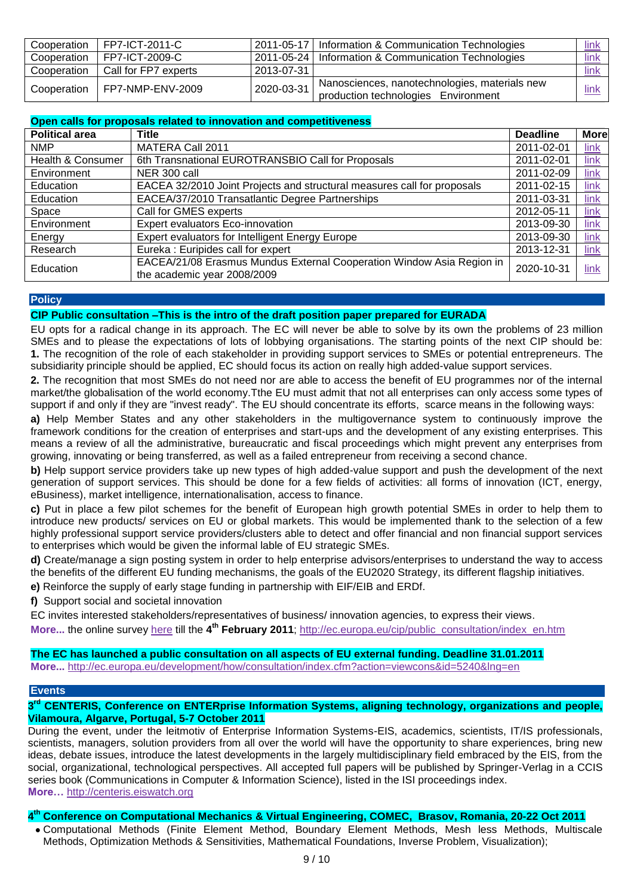| | | | | |
|---|---|---|---|---|
| Cooperation | FP7-ICT-2011-C | 2011-05-17 | Information & Communication Technologies | link |
| Cooperation | FP7-ICT-2009-C | 2011-05-24 | Information & Communication Technologies | link |
| Cooperation | Call for FP7 experts | 2013-07-31 | | link |
| Cooperation | FP7-NMP-ENV-2009 | 2020-03-31 | Nanosciences, nanotechnologies, materials new production technologies Environment | link |

**Open calls for proposals related to innovation and competitiveness**

| Political area | Title | Deadline | More |
|---|---|---|---|
| NMP | MATERA Call 2011 | 2011-02-01 | link |
| Health & Consumer | 6th Transnational EUROTRANSBIO Call for Proposals | 2011-02-01 | link |
| Environment | NER 300 call | 2011-02-09 | link |
| Education | EACEA 32/2010 Joint Projects and structural measures call for proposals | 2011-02-15 | link |
| Education | EACEA/37/2010 Transatlantic Degree Partnerships | 2011-03-31 | link |
| Space | Call for GMES experts | 2012-05-11 | link |
| Environment | Expert evaluators Eco-innovation | 2013-09-30 | link |
| Energy | Expert evaluators for Intelligent Energy Europe | 2013-09-30 | link |
| Research | Eureka : Euripides call for expert | 2013-12-31 | link |
| Education | EACEA/21/08 Erasmus Mundus External Cooperation Window Asia Region in the academic year 2008/2009 | 2020-10-31 | link |

## Policy

**CIP Public consultation –This is the intro of the draft position paper prepared for EURADA**

EU opts for a radical change in its approach. The EC will never be able to solve by its own the problems of 23 million SMEs and to please the expectations of lots of lobbying organisations. The starting points of the next CIP should be:
**1.** The recognition of the role of each stakeholder in providing support services to SMEs or potential entrepreneurs. The subsidiarity principle should be applied, EC should focus its action on really high added-value support services.

**2.** The recognition that most SMEs do not need nor are able to access the benefit of EU programmes nor of the internal market/the globalisation of the world economy.Tthe EU must admit that not all enterprises can only access some types of support if and only if they are "invest ready". The EU should concentrate its efforts, scarce means in the following ways:

**a)** Help Member States and any other stakeholders in the multigovernance system to continuously improve the framework conditions for the creation of enterprises and start-ups and the development of any existing enterprises. This means a review of all the administrative, bureaucratic and fiscal proceedings which might prevent any enterprises from growing, innovating or being transferred, as well as a failed entrepreneur from receiving a second chance.

**b)** Help support service providers take up new types of high added-value support and push the development of the next generation of support services. This should be done for a few fields of activities: all forms of innovation (ICT, energy, eBusiness), market intelligence, internationalisation, access to finance.

**c)** Put in place a few pilot schemes for the benefit of European high growth potential SMEs in order to help them to introduce new products/ services on EU or global markets. This would be implemented thank to the selection of a few highly professional support service providers/clusters able to detect and offer financial and non financial support services to enterprises which would be given the informal lable of EU strategic SMEs.

**d)** Create/manage a sign posting system in order to help enterprise advisors/enterprises to understand the way to access the benefits of the different EU funding mechanisms, the goals of the EU2020 Strategy, its different flagship initiatives.

**e)** Reinforce the supply of early stage funding in partnership with EIF/EIB and ERDf.

**f)** Support social and societal innovation

EC invites interested stakeholders/representatives of business/ innovation agencies, to express their views.

**More...** the online survey here till the **4th February 2011**; http://ec.europa.eu/cip/public_consultation/index_en.htm

**The EC has launched a public consultation on all aspects of EU external funding. Deadline 31.01.2011**
**More...** http://ec.europa.eu/development/how/consultation/index.cfm?action=viewcons&id=5240&lng=en

## Events

**3rd CENTERIS, Conference on ENTERprise Information Systems, aligning technology, organizations and people, Vilamoura, Algarve, Portugal, 5-7 October 2011**

During the event, under the leitmotiv of Enterprise Information Systems-EIS, academics, scientists, IT/IS professionals, scientists, managers, solution providers from all over the world will have the opportunity to share experiences, bring new ideas, debate issues, introduce the latest developments in the largely multidisciplinary field embraced by the EIS, from the social, organizational, technological perspectives. All accepted full papers will be published by Springer-Verlag in a CCIS series book (Communications in Computer & Information Science), listed in the ISI proceedings index.
**More…** http://centeris.eiswatch.org

**4th Conference on Computational Mechanics & Virtual Engineering, COMEC, Brasov, Romania, 20-22 Oct 2011**

- Computational Methods (Finite Element Method, Boundary Element Methods, Mesh less Methods, Multiscale Methods, Optimization Methods & Sensitivities, Mathematical Foundations, Inverse Problem, Visualization);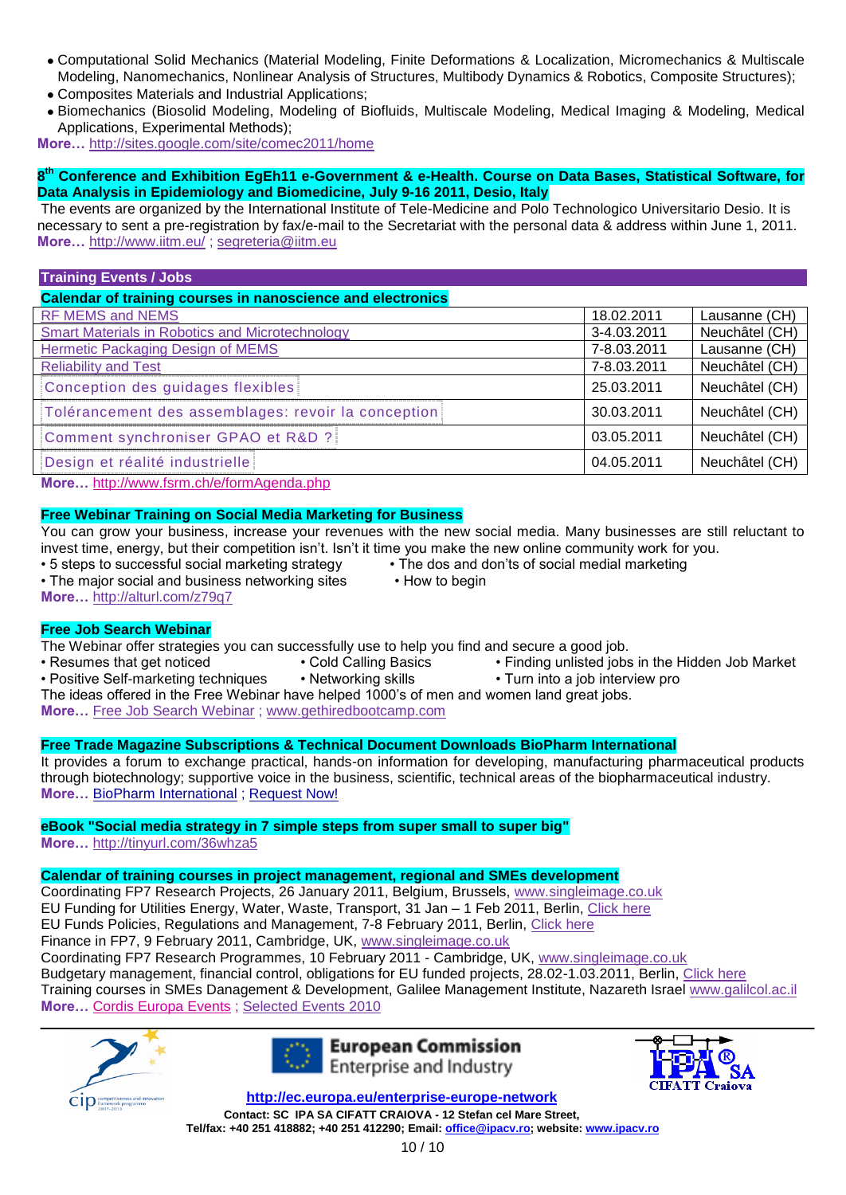- Computational Solid Mechanics (Material Modeling, Finite Deformations & Localization, Micromechanics & Multiscale Modeling, Nanomechanics, Nonlinear Analysis of Structures, Multibody Dynamics & Robotics, Composite Structures);
- Composites Materials and Industrial Applications;
- Biomechanics (Biosolid Modeling, Modeling of Biofluids, Multiscale Modeling, Medical Imaging & Modeling, Medical Applications, Experimental Methods);

**More…** http://sites.google.com/site/comec2011/home

**8th Conference and Exhibition EgEh11 e-Government & e-Health. Course on Data Bases, Statistical Software, for Data Analysis in Epidemiology and Biomedicine, July 9-16 2011, Desio, Italy**

The events are organized by the International Institute of Tele-Medicine and Polo Technologico Universitario Desio. It is necessary to sent a pre-registration by fax/e-mail to the Secretariat with the personal data & address within June 1, 2011.
**More…** http://www.iitm.eu/ ; segreteria@iitm.eu

## Training Events / Jobs

**Calendar of training courses in nanoscience and electronics**

| | | |
|---|---|---|
| RF MEMS and NEMS | 18.02.2011 | Lausanne (CH) |
| Smart Materials in Robotics and Microtechnology | 3-4.03.2011 | Neuchâtel (CH) |
| Hermetic Packaging Design of MEMS | 7-8.03.2011 | Lausanne (CH) |
| Reliability and Test | 7-8.03.2011 | Neuchâtel (CH) |
| Conception des guidages flexibles | 25.03.2011 | Neuchâtel (CH) |
| Tolérancement des assemblages: revoir la conception | 30.03.2011 | Neuchâtel (CH) |
| Comment synchroniser GPAO et R&D ? | 03.05.2011 | Neuchâtel (CH) |
| Design et réalité industrielle | 04.05.2011 | Neuchâtel (CH) |

**More…** http://www.fsrm.ch/e/formAgenda.php

**Free Webinar Training on Social Media Marketing for Business**

You can grow your business, increase your revenues with the new social media. Many businesses are still reluctant to invest time, energy, but their competition isn't. Isn't it time you make the new online community work for you.

- 5 steps to successful social marketing strategy
- The dos and don'ts of social medial marketing
- The major social and business networking sites
- How to begin

**More…** http://alturl.com/z79q7

**Free Job Search Webinar**

The Webinar offer strategies you can successfully use to help you find and secure a good job.

- Resumes that get noticed
- Cold Calling Basics
- Finding unlisted jobs in the Hidden Job Market
- Positive Self-marketing techniques
- Networking skills
- Turn into a job interview pro

The ideas offered in the Free Webinar have helped 1000's of men and women land great jobs.
**More…** Free Job Search Webinar ; www.gethiredbootcamp.com

**Free Trade Magazine Subscriptions & Technical Document Downloads BioPharm International**

It provides a forum to exchange practical, hands-on information for developing, manufacturing pharmaceutical products through biotechnology; supportive voice in the business, scientific, technical areas of the biopharmaceutical industry.
**More…** BioPharm International ; Request Now!

**eBook "Social media strategy in 7 simple steps from super small to super big"**

**More…** http://tinyurl.com/36whza5

**Calendar of training courses in project management, regional and SMEs development**

Coordinating FP7 Research Projects, 26 January 2011, Belgium, Brussels, www.singleimage.co.uk
EU Funding for Utilities Energy, Water, Waste, Transport, 31 Jan – 1 Feb 2011, Berlin, Click here
EU Funds Policies, Regulations and Management, 7-8 February 2011, Berlin, Click here
Finance in FP7, 9 February 2011, Cambridge, UK, www.singleimage.co.uk
Coordinating FP7 Research Programmes, 10 February 2011 - Cambridge, UK, www.singleimage.co.uk
Budgetary management, financial control, obligations for EU funded projects, 28.02-1.03.2011, Berlin, Click here
Training courses in SMEs Danagement & Development, Galilee Management Institute, Nazareth Israel www.galilcol.ac.il
**More…** Cordis Europa Events ; Selected Events 2010

European Commission
Enterprise and Industry

http://ec.europa.eu/enterprise-europe-network

**Contact: SC IPA SA CIFATT CRAIOVA - 12 Stefan cel Mare Street,**
**Tel/fax: +40 251 418882; +40 251 412290; Email: office@ipacv.ro; website: www.ipacv.ro**